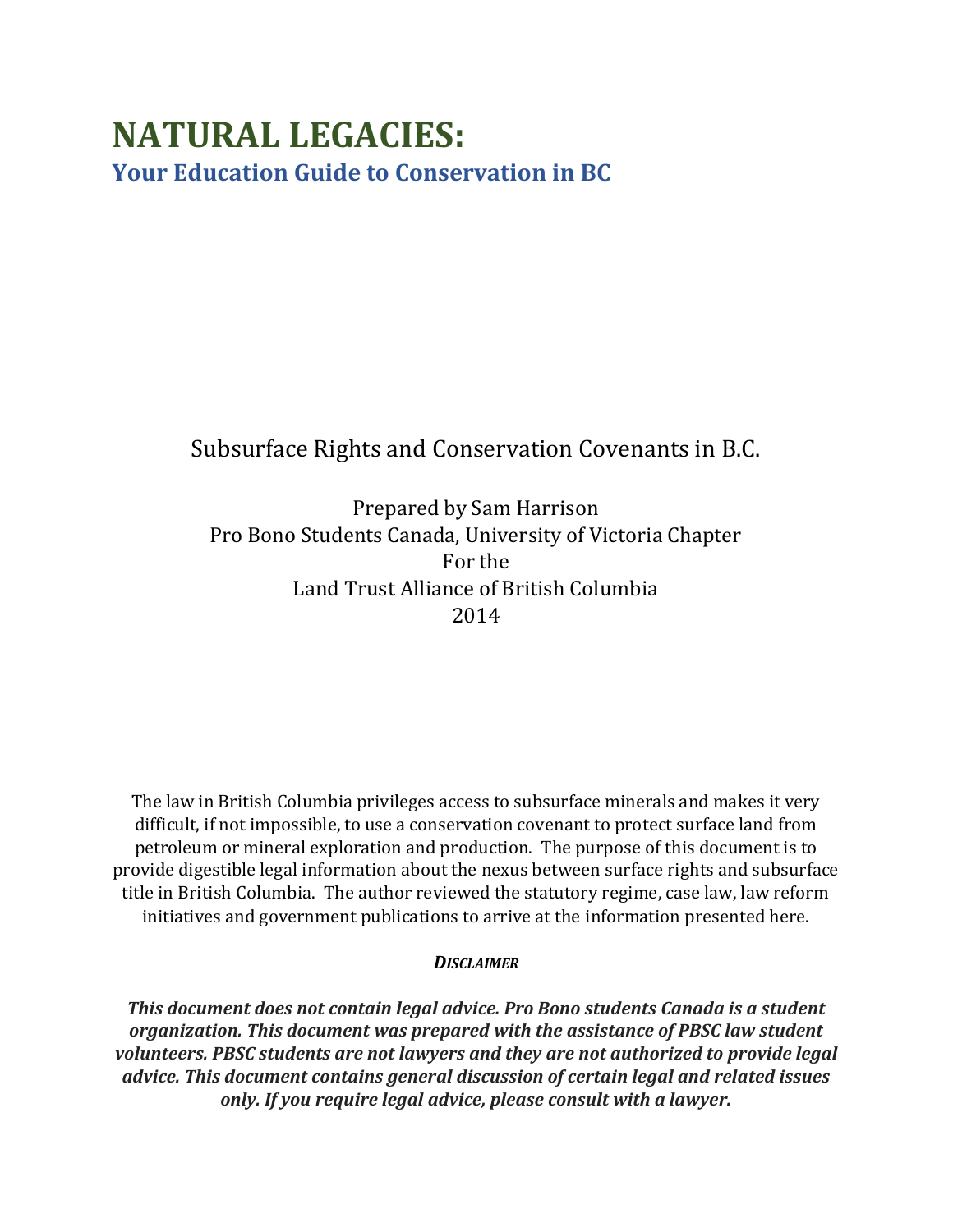# NATURAL LEGACIES:

## Your Education Guide to Conservation in BC

Subsurface Rights and Conservation Covenants in B.C.

Prepared by Sam Harrison
Pro Bono Students Canada, University of Victoria Chapter
For the
Land Trust Alliance of British Columbia
2014

The law in British Columbia privileges access to subsurface minerals and makes it very difficult, if not impossible, to use a conservation covenant to protect surface land from petroleum or mineral exploration and production. The purpose of this document is to provide digestible legal information about the nexus between surface rights and subsurface title in British Columbia. The author reviewed the statutory regime, case law, law reform initiatives and government publications to arrive at the information presented here.

***DISCLAIMER***

***This document does not contain legal advice. Pro Bono students Canada is a student organization. This document was prepared with the assistance of PBSC law student volunteers. PBSC students are not lawyers and they are not authorized to provide legal advice. This document contains general discussion of certain legal and related issues only. If you require legal advice, please consult with a lawyer.***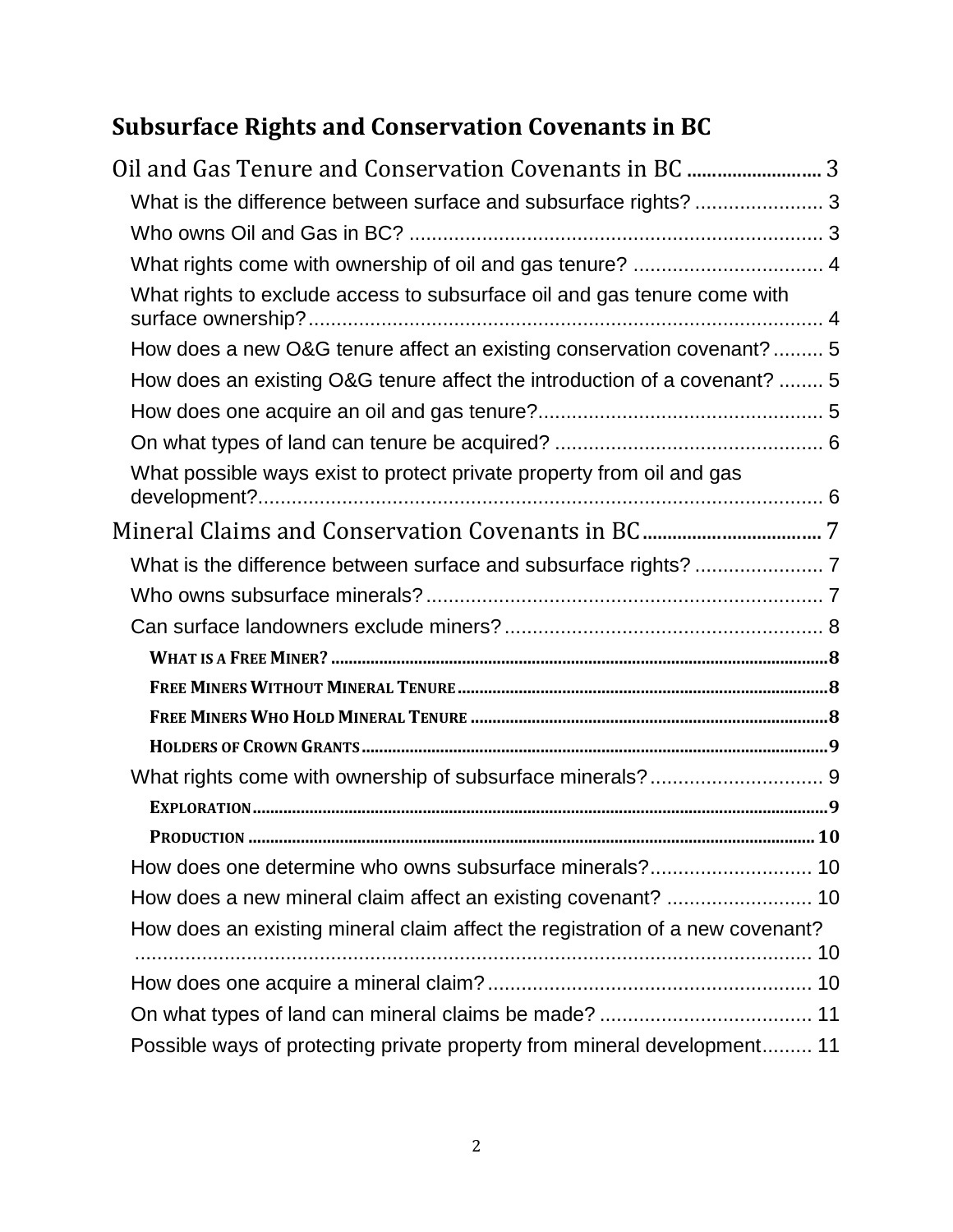# Subsurface Rights and Conservation Covenants in BC

Oil and Gas Tenure and Conservation Covenants in BC ........................... 3

- What is the difference between surface and subsurface rights? ....................... 3
- Who owns Oil and Gas in BC? .......................................................................... 3
- What rights come with ownership of oil and gas tenure? .................................. 4
- What rights to exclude access to subsurface oil and gas tenure come with surface ownership? ............................................................................................ 4
- How does a new O&G tenure affect an existing conservation covenant? ......... 5
- How does an existing O&G tenure affect the introduction of a covenant? ........ 5
- How does one acquire an oil and gas tenure? ................................................... 5
- On what types of land can tenure be acquired? ................................................ 6
- What possible ways exist to protect private property from oil and gas development? ...................................................................................................... 6

Mineral Claims and Conservation Covenants in BC ..................................... 7

- What is the difference between surface and subsurface rights? ....................... 7
- Who owns subsurface minerals? ....................................................................... 7
- Can surface landowners exclude miners? ......................................................... 8
  - WHAT IS A FREE MINER? ............................................................................ 8
  - FREE MINERS WITHOUT MINERAL TENURE .................................................. 8
  - FREE MINERS WHO HOLD MINERAL TENURE ................................................ 8
  - HOLDERS OF CROWN GRANTS ..................................................................... 9
- What rights come with ownership of subsurface minerals? ............................... 9
  - EXPLORATION ............................................................................................ 9
  - PRODUCTION ............................................................................................ 10
- How does one determine who owns subsurface minerals? ............................. 10
- How does a new mineral claim affect an existing covenant? .......................... 10
- How does an existing mineral claim affect the registration of a new covenant? ........................................................................................................ 10
- How does one acquire a mineral claim? .......................................................... 10
- On what types of land can mineral claims be made? ...................................... 11
- Possible ways of protecting private property from mineral development ......... 11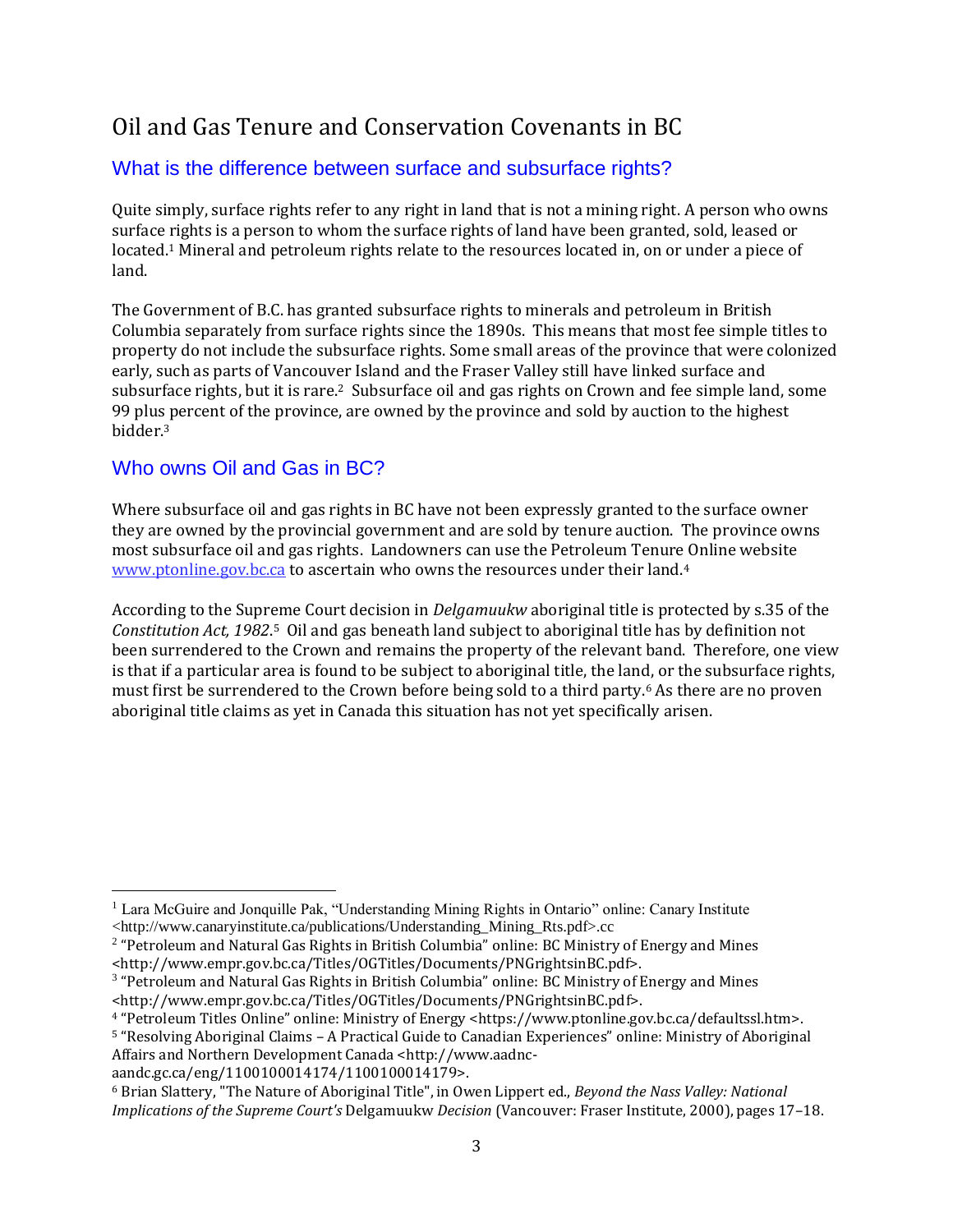# Oil and Gas Tenure and Conservation Covenants in BC

## What is the difference between surface and subsurface rights?

Quite simply, surface rights refer to any right in land that is not a mining right. A person who owns surface rights is a person to whom the surface rights of land have been granted, sold, leased or located.[1] Mineral and petroleum rights relate to the resources located in, on or under a piece of land.

The Government of B.C. has granted subsurface rights to minerals and petroleum in British Columbia separately from surface rights since the 1890s. This means that most fee simple titles to property do not include the subsurface rights. Some small areas of the province that were colonized early, such as parts of Vancouver Island and the Fraser Valley still have linked surface and subsurface rights, but it is rare.[2] Subsurface oil and gas rights on Crown and fee simple land, some 99 plus percent of the province, are owned by the province and sold by auction to the highest bidder.[3]

## Who owns Oil and Gas in BC?

Where subsurface oil and gas rights in BC have not been expressly granted to the surface owner they are owned by the provincial government and are sold by tenure auction. The province owns most subsurface oil and gas rights. Landowners can use the Petroleum Tenure Online website [www.ptonline.gov.bc.ca](http://www.ptonline.gov.bc.ca) to ascertain who owns the resources under their land.[4]

According to the Supreme Court decision in *Delgamuukw* aboriginal title is protected by s.35 of the *Constitution Act, 1982*.[5] Oil and gas beneath land subject to aboriginal title has by definition not been surrendered to the Crown and remains the property of the relevant band. Therefore, one view is that if a particular area is found to be subject to aboriginal title, the land, or the subsurface rights, must first be surrendered to the Crown before being sold to a third party.[6] As there are no proven aboriginal title claims as yet in Canada this situation has not yet specifically arisen.

---

[1] Lara McGuire and Jonquille Pak, "Understanding Mining Rights in Ontario" online: Canary Institute <http://www.canaryinstitute.ca/publications/Understanding_Mining_Rts.pdf>.cc

[2] "Petroleum and Natural Gas Rights in British Columbia" online: BC Ministry of Energy and Mines <http://www.empr.gov.bc.ca/Titles/OGTitles/Documents/PNGrightsinBC.pdf>.

[3] "Petroleum and Natural Gas Rights in British Columbia" online: BC Ministry of Energy and Mines <http://www.empr.gov.bc.ca/Titles/OGTitles/Documents/PNGrightsinBC.pdf>.

[4] "Petroleum Titles Online" online: Ministry of Energy <https://www.ptonline.gov.bc.ca/defaultssl.htm>.

[5] "Resolving Aboriginal Claims – A Practical Guide to Canadian Experiences" online: Ministry of Aboriginal Affairs and Northern Development Canada <http://www.aadnc-aandc.gc.ca/eng/1100100014174/1100100014179>.

[6] Brian Slattery, "The Nature of Aboriginal Title", in Owen Lippert ed., *Beyond the Nass Valley: National Implications of the Supreme Court's* Delgamuukw *Decision* (Vancouver: Fraser Institute, 2000), pages 17–18.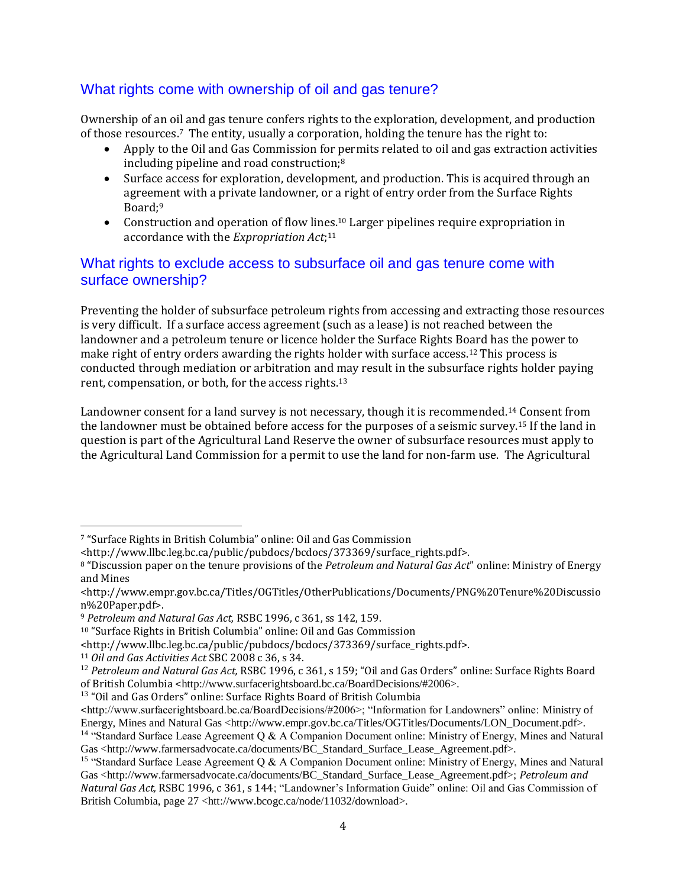## What rights come with ownership of oil and gas tenure?

Ownership of an oil and gas tenure confers rights to the exploration, development, and production of those resources.[7] The entity, usually a corporation, holding the tenure has the right to:

- Apply to the Oil and Gas Commission for permits related to oil and gas extraction activities including pipeline and road construction;[8]
- Surface access for exploration, development, and production. This is acquired through an agreement with a private landowner, or a right of entry order from the Surface Rights Board;[9]
- Construction and operation of flow lines.[10] Larger pipelines require expropriation in accordance with the *Expropriation Act*;[11]

## What rights to exclude access to subsurface oil and gas tenure come with surface ownership?

Preventing the holder of subsurface petroleum rights from accessing and extracting those resources is very difficult. If a surface access agreement (such as a lease) is not reached between the landowner and a petroleum tenure or licence holder the Surface Rights Board has the power to make right of entry orders awarding the rights holder with surface access.[12] This process is conducted through mediation or arbitration and may result in the subsurface rights holder paying rent, compensation, or both, for the access rights.[13]

Landowner consent for a land survey is not necessary, though it is recommended.[14] Consent from the landowner must be obtained before access for the purposes of a seismic survey.[15] If the land in question is part of the Agricultural Land Reserve the owner of subsurface resources must apply to the Agricultural Land Commission for a permit to use the land for non-farm use. The Agricultural

---

[7] "Surface Rights in British Columbia" online: Oil and Gas Commission <http://www.llbc.leg.bc.ca/public/pubdocs/bcdocs/373369/surface_rights.pdf>.

[8] "Discussion paper on the tenure provisions of the *Petroleum and Natural Gas Act*" online: Ministry of Energy and Mines <http://www.empr.gov.bc.ca/Titles/OGTitles/OtherPublications/Documents/PNG%20Tenure%20Discussion%20Paper.pdf>.

[9] *Petroleum and Natural Gas Act,* RSBC 1996, c 361, ss 142, 159.

[10] "Surface Rights in British Columbia" online: Oil and Gas Commission <http://www.llbc.leg.bc.ca/public/pubdocs/bcdocs/373369/surface_rights.pdf>.

[11] *Oil and Gas Activities Act* SBC 2008 c 36, s 34.

[12] *Petroleum and Natural Gas Act,* RSBC 1996, c 361, s 159; "Oil and Gas Orders" online: Surface Rights Board of British Columbia <http://www.surfacerightsboard.bc.ca/BoardDecisions/#2006>.

[13] "Oil and Gas Orders" online: Surface Rights Board of British Columbia <http://www.surfacerightsboard.bc.ca/BoardDecisions/#2006>; "Information for Landowners" online: Ministry of Energy, Mines and Natural Gas <http://www.empr.gov.bc.ca/Titles/OGTitles/Documents/LON_Document.pdf>.

[14] "Standard Surface Lease Agreement Q & A Companion Document online: Ministry of Energy, Mines and Natural Gas <http://www.farmersadvocate.ca/documents/BC_Standard_Surface_Lease_Agreement.pdf>.

[15] "Standard Surface Lease Agreement Q & A Companion Document online: Ministry of Energy, Mines and Natural Gas <http://www.farmersadvocate.ca/documents/BC_Standard_Surface_Lease_Agreement.pdf>; *Petroleum and Natural Gas Act,* RSBC 1996, c 361, s 144; "Landowner's Information Guide" online: Oil and Gas Commission of British Columbia, page 27 <htt://www.bcogc.ca/node/11032/download>.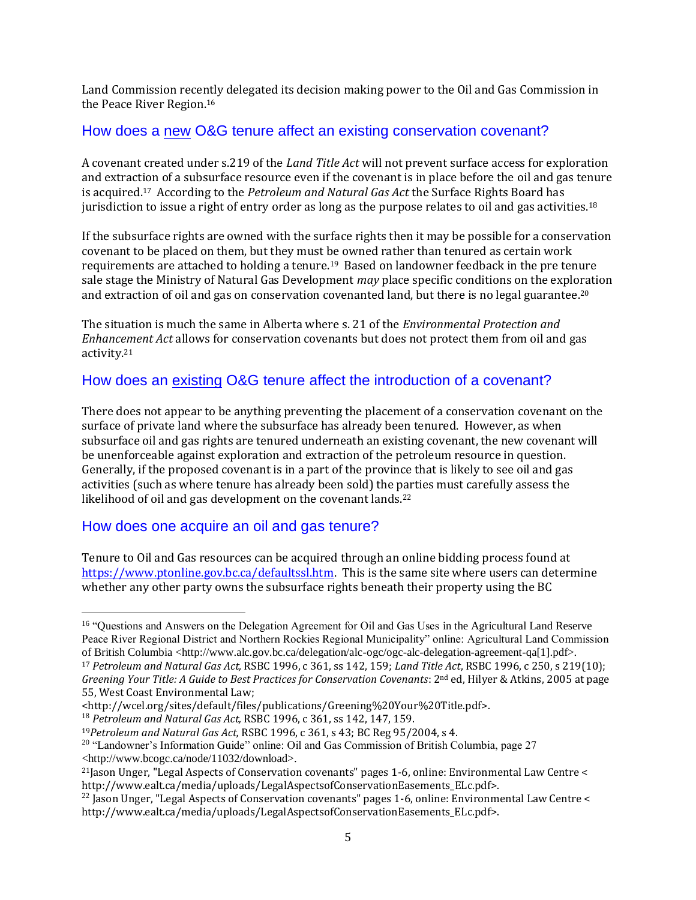Land Commission recently delegated its decision making power to the Oil and Gas Commission in the Peace River Region.[16]

## How does a new O&G tenure affect an existing conservation covenant?

A covenant created under s.219 of the *Land Title Act* will not prevent surface access for exploration and extraction of a subsurface resource even if the covenant is in place before the oil and gas tenure is acquired.[17] According to the *Petroleum and Natural Gas Act* the Surface Rights Board has jurisdiction to issue a right of entry order as long as the purpose relates to oil and gas activities.[18]

If the subsurface rights are owned with the surface rights then it may be possible for a conservation covenant to be placed on them, but they must be owned rather than tenured as certain work requirements are attached to holding a tenure.[19] Based on landowner feedback in the pre tenure sale stage the Ministry of Natural Gas Development *may* place specific conditions on the exploration and extraction of oil and gas on conservation covenanted land, but there is no legal guarantee.[20]

The situation is much the same in Alberta where s. 21 of the *Environmental Protection and Enhancement Act* allows for conservation covenants but does not protect them from oil and gas activity.[21]

## How does an existing O&G tenure affect the introduction of a covenant?

There does not appear to be anything preventing the placement of a conservation covenant on the surface of private land where the subsurface has already been tenured. However, as when subsurface oil and gas rights are tenured underneath an existing covenant, the new covenant will be unenforceable against exploration and extraction of the petroleum resource in question. Generally, if the proposed covenant is in a part of the province that is likely to see oil and gas activities (such as where tenure has already been sold) the parties must carefully assess the likelihood of oil and gas development on the covenant lands.[22]

## How does one acquire an oil and gas tenure?

Tenure to Oil and Gas resources can be acquired through an online bidding process found at https://www.ptonline.gov.bc.ca/defaultssl.htm. This is the same site where users can determine whether any other party owns the subsurface rights beneath their property using the BC

---

[16] "Questions and Answers on the Delegation Agreement for Oil and Gas Uses in the Agricultural Land Reserve Peace River Regional District and Northern Rockies Regional Municipality" online: Agricultural Land Commission of British Columbia <http://www.alc.gov.bc.ca/delegation/alc-ogc/ogc-alc-delegation-agreement-qa[1].pdf>.

[17] *Petroleum and Natural Gas Act,* RSBC 1996, c 361, ss 142, 159; *Land Title Act*, RSBC 1996, c 250, s 219(10); *Greening Your Title: A Guide to Best Practices for Conservation Covenants*: 2nd ed, Hilyer & Atkins, 2005 at page 55, West Coast Environmental Law; <http://wcel.org/sites/default/files/publications/Greening%20Your%20Title.pdf>.

[18] *Petroleum and Natural Gas Act,* RSBC 1996, c 361, ss 142, 147, 159.

[19] *Petroleum and Natural Gas Act,* RSBC 1996, c 361, s 43; BC Reg 95/2004, s 4.

[20] "Landowner's Information Guide" online: Oil and Gas Commission of British Columbia, page 27 <http://www.bcogc.ca/node/11032/download>.

[21] Jason Unger, "Legal Aspects of Conservation covenants" pages 1-6, online: Environmental Law Centre < http://www.ealt.ca/media/uploads/LegalAspectsofConservationEasements_ELc.pdf>.

[22] Jason Unger, "Legal Aspects of Conservation covenants" pages 1-6, online: Environmental Law Centre < http://www.ealt.ca/media/uploads/LegalAspectsofConservationEasements_ELc.pdf>.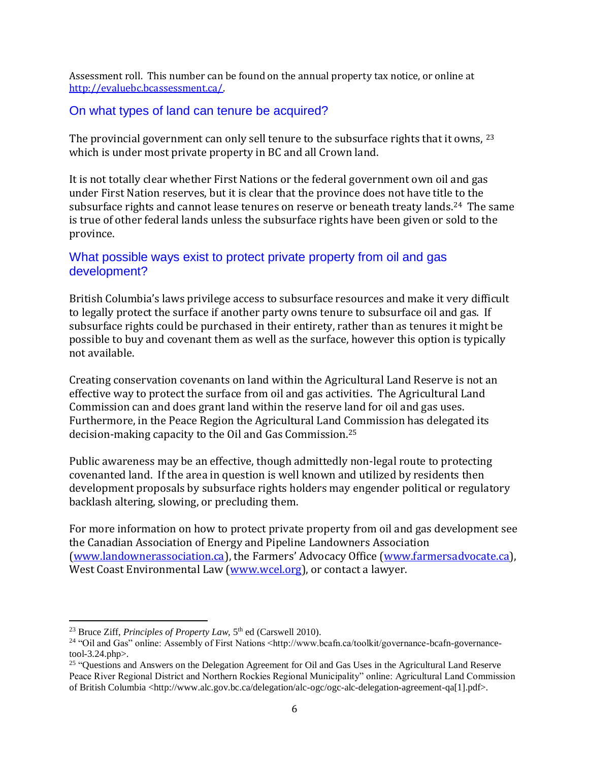Assessment roll. This number can be found on the annual property tax notice, or online at [http://evaluebc.bcassessment.ca/](http://evaluebc.bcassessment.ca/).

## On what types of land can tenure be acquired?

The provincial government can only sell tenure to the subsurface rights that it owns, [23] which is under most private property in BC and all Crown land.

It is not totally clear whether First Nations or the federal government own oil and gas under First Nation reserves, but it is clear that the province does not have title to the subsurface rights and cannot lease tenures on reserve or beneath treaty lands.[24] The same is true of other federal lands unless the subsurface rights have been given or sold to the province.

## What possible ways exist to protect private property from oil and gas development?

British Columbia's laws privilege access to subsurface resources and make it very difficult to legally protect the surface if another party owns tenure to subsurface oil and gas. If subsurface rights could be purchased in their entirety, rather than as tenures it might be possible to buy and covenant them as well as the surface, however this option is typically not available.

Creating conservation covenants on land within the Agricultural Land Reserve is not an effective way to protect the surface from oil and gas activities. The Agricultural Land Commission can and does grant land within the reserve land for oil and gas uses. Furthermore, in the Peace Region the Agricultural Land Commission has delegated its decision-making capacity to the Oil and Gas Commission.[25]

Public awareness may be an effective, though admittedly non-legal route to protecting covenanted land. If the area in question is well known and utilized by residents then development proposals by subsurface rights holders may engender political or regulatory backlash altering, slowing, or precluding them.

For more information on how to protect private property from oil and gas development see the Canadian Association of Energy and Pipeline Landowners Association ([www.landownerassociation.ca](www.landownerassociation.ca)), the Farmers' Advocacy Office ([www.farmersadvocate.ca](www.farmersadvocate.ca)), West Coast Environmental Law ([www.wcel.org](www.wcel.org)), or contact a lawyer.

---

[23] Bruce Ziff, *Principles of Property Law*, 5th ed (Carswell 2010).

[24] "Oil and Gas" online: Assembly of First Nations <http://www.bcafn.ca/toolkit/governance-bcafn-governance-tool-3.24.php>.

[25] "Questions and Answers on the Delegation Agreement for Oil and Gas Uses in the Agricultural Land Reserve Peace River Regional District and Northern Rockies Regional Municipality" online: Agricultural Land Commission of British Columbia <http://www.alc.gov.bc.ca/delegation/alc-ogc/ogc-alc-delegation-agreement-qa[1].pdf>.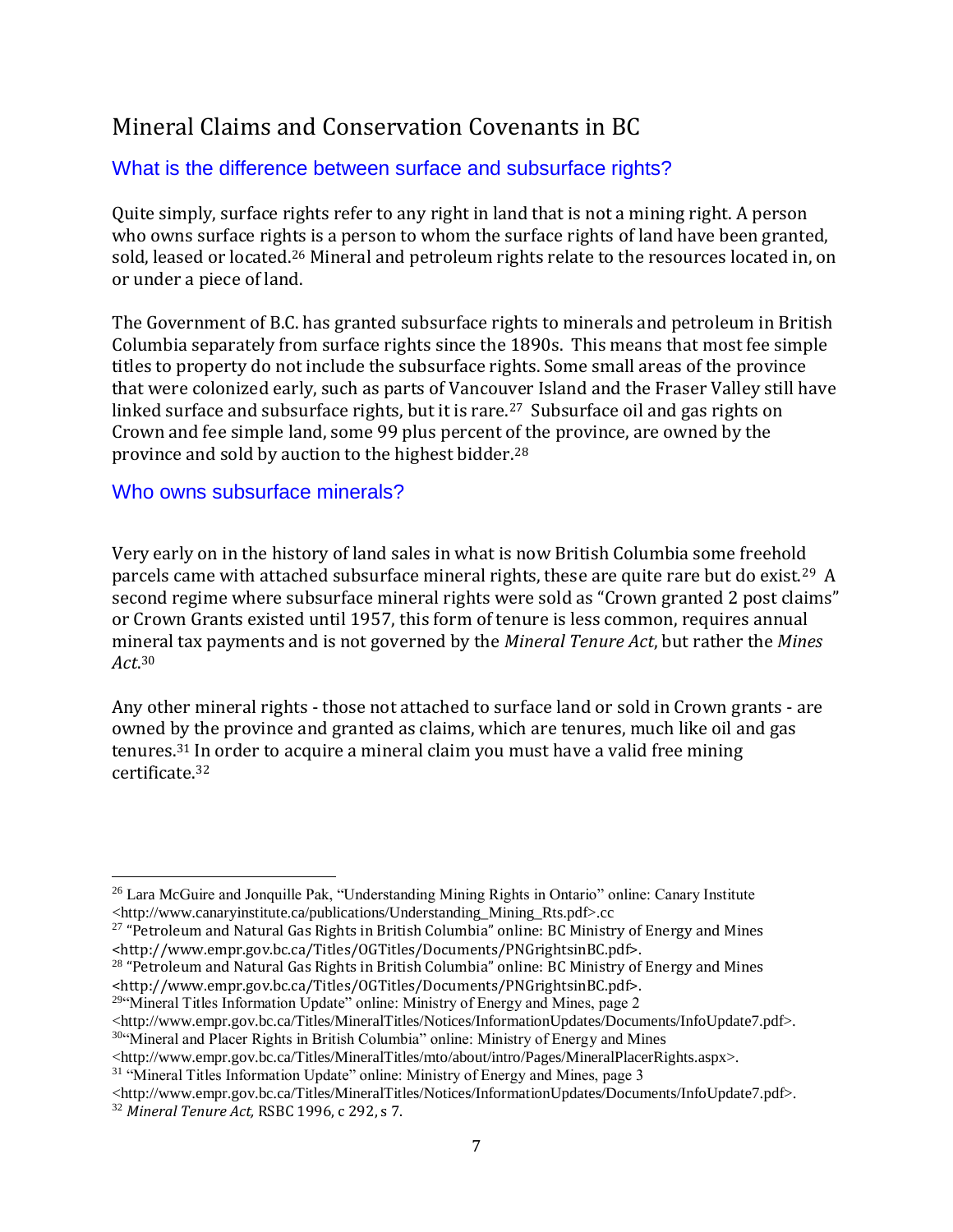## Mineral Claims and Conservation Covenants in BC

### What is the difference between surface and subsurface rights?

Quite simply, surface rights refer to any right in land that is not a mining right. A person who owns surface rights is a person to whom the surface rights of land have been granted, sold, leased or located.[26] Mineral and petroleum rights relate to the resources located in, on or under a piece of land.

The Government of B.C. has granted subsurface rights to minerals and petroleum in British Columbia separately from surface rights since the 1890s. This means that most fee simple titles to property do not include the subsurface rights. Some small areas of the province that were colonized early, such as parts of Vancouver Island and the Fraser Valley still have linked surface and subsurface rights, but it is rare.[27] Subsurface oil and gas rights on Crown and fee simple land, some 99 plus percent of the province, are owned by the province and sold by auction to the highest bidder.[28]

### Who owns subsurface minerals?

Very early on in the history of land sales in what is now British Columbia some freehold parcels came with attached subsurface mineral rights, these are quite rare but do exist.[29] A second regime where subsurface mineral rights were sold as "Crown granted 2 post claims" or Crown Grants existed until 1957, this form of tenure is less common, requires annual mineral tax payments and is not governed by the *Mineral Tenure Act*, but rather the *Mines Act*.[30]

Any other mineral rights - those not attached to surface land or sold in Crown grants - are owned by the province and granted as claims, which are tenures, much like oil and gas tenures.[31] In order to acquire a mineral claim you must have a valid free mining certificate.[32]

---

[26] Lara McGuire and Jonquille Pak, "Understanding Mining Rights in Ontario" online: Canary Institute <http://www.canaryinstitute.ca/publications/Understanding_Mining_Rts.pdf>.cc

[27] "Petroleum and Natural Gas Rights in British Columbia" online: BC Ministry of Energy and Mines <http://www.empr.gov.bc.ca/Titles/OGTitles/Documents/PNGrightsinBC.pdf>.

[28] "Petroleum and Natural Gas Rights in British Columbia" online: BC Ministry of Energy and Mines <http://www.empr.gov.bc.ca/Titles/OGTitles/Documents/PNGrightsinBC.pdf>.

[29] "Mineral Titles Information Update" online: Ministry of Energy and Mines, page 2 <http://www.empr.gov.bc.ca/Titles/MineralTitles/Notices/InformationUpdates/Documents/InfoUpdate7.pdf>.

[30] "Mineral and Placer Rights in British Columbia" online: Ministry of Energy and Mines <http://www.empr.gov.bc.ca/Titles/MineralTitles/mto/about/intro/Pages/MineralPlacerRights.aspx>.

[31] "Mineral Titles Information Update" online: Ministry of Energy and Mines, page 3 <http://www.empr.gov.bc.ca/Titles/MineralTitles/Notices/InformationUpdates/Documents/InfoUpdate7.pdf>.

[32] *Mineral Tenure Act,* RSBC 1996, c 292, s 7.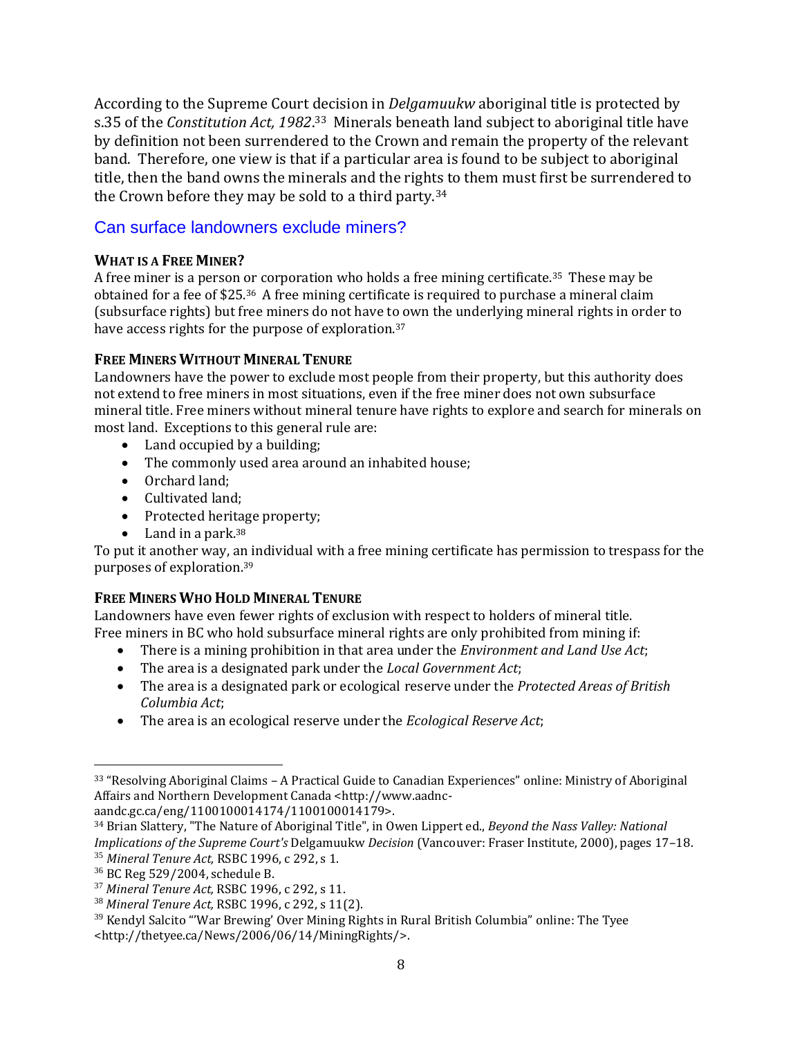According to the Supreme Court decision in *Delgamuukw* aboriginal title is protected by s.35 of the *Constitution Act, 1982*.[33] Minerals beneath land subject to aboriginal title have by definition not been surrendered to the Crown and remain the property of the relevant band. Therefore, one view is that if a particular area is found to be subject to aboriginal title, then the band owns the minerals and the rights to them must first be surrendered to the Crown before they may be sold to a third party.[34]

## Can surface landowners exclude miners?

#### WHAT IS A FREE MINER?

A free miner is a person or corporation who holds a free mining certificate.[35] These may be obtained for a fee of $25.[36] A free mining certificate is required to purchase a mineral claim (subsurface rights) but free miners do not have to own the underlying mineral rights in order to have access rights for the purpose of exploration.[37]

#### FREE MINERS WITHOUT MINERAL TENURE

Landowners have the power to exclude most people from their property, but this authority does not extend to free miners in most situations, even if the free miner does not own subsurface mineral title. Free miners without mineral tenure have rights to explore and search for minerals on most land. Exceptions to this general rule are:

- Land occupied by a building;
- The commonly used area around an inhabited house;
- Orchard land;
- Cultivated land;
- Protected heritage property;
- Land in a park.[38]

To put it another way, an individual with a free mining certificate has permission to trespass for the purposes of exploration.[39]

#### FREE MINERS WHO HOLD MINERAL TENURE

Landowners have even fewer rights of exclusion with respect to holders of mineral title. Free miners in BC who hold subsurface mineral rights are only prohibited from mining if:

- There is a mining prohibition in that area under the *Environment and Land Use Act*;
- The area is a designated park under the *Local Government Act*;
- The area is a designated park or ecological reserve under the *Protected Areas of British Columbia Act*;
- The area is an ecological reserve under the *Ecological Reserve Act*;

---

[33] "Resolving Aboriginal Claims – A Practical Guide to Canadian Experiences" online: Ministry of Aboriginal Affairs and Northern Development Canada <http://www.aadnc-aandc.gc.ca/eng/1100100014174/1100100014179>.

[34] Brian Slattery, "The Nature of Aboriginal Title", in Owen Lippert ed., *Beyond the Nass Valley: National Implications of the Supreme Court's* Delgamuukw *Decision* (Vancouver: Fraser Institute, 2000), pages 17–18.

[35] *Mineral Tenure Act,* RSBC 1996, c 292, s 1.

[36] BC Reg 529/2004, schedule B.

[37] *Mineral Tenure Act,* RSBC 1996, c 292, s 11.

[38] *Mineral Tenure Act,* RSBC 1996, c 292, s 11(2).

[39] Kendyl Salcito "'War Brewing' Over Mining Rights in Rural British Columbia" online: The Tyee <http://thetyee.ca/News/2006/06/14/MiningRights/>.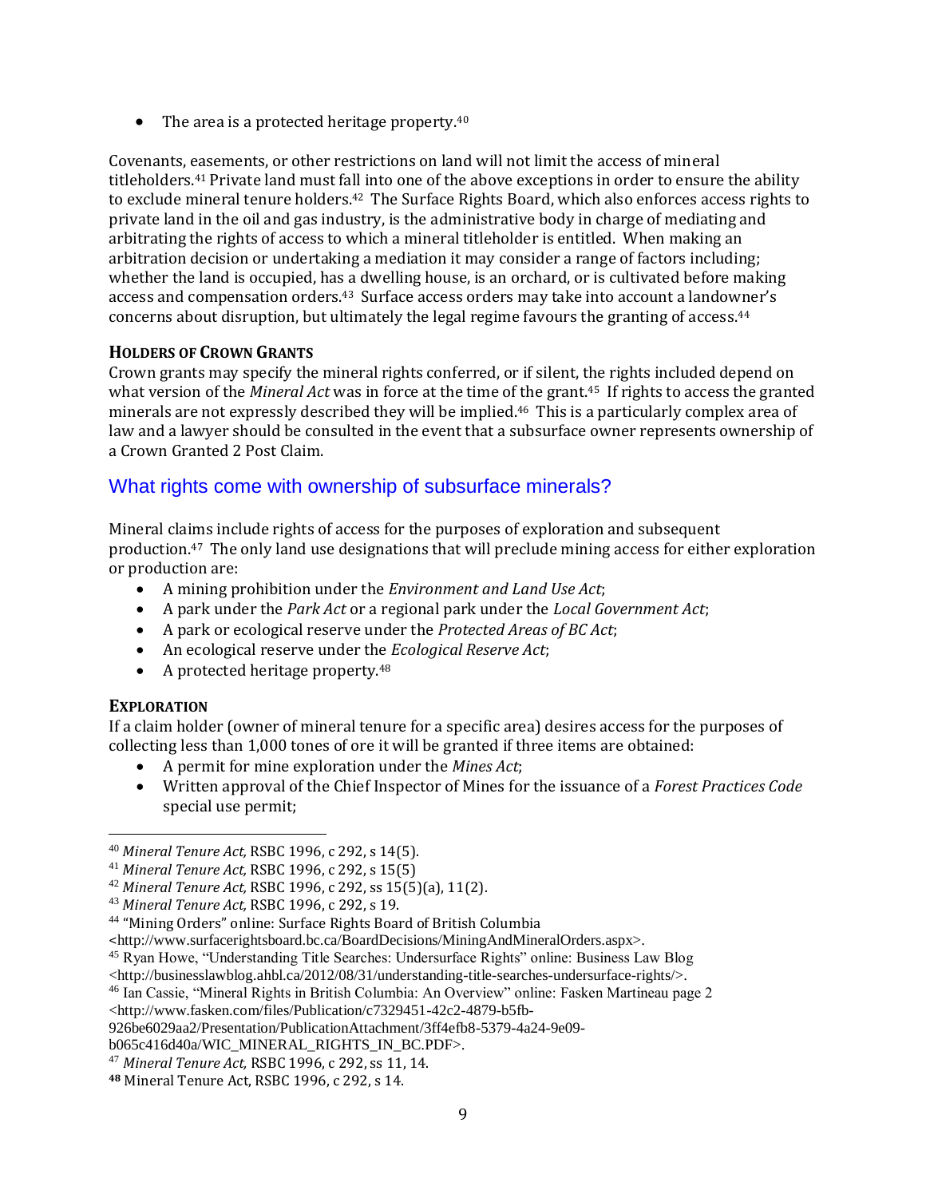- The area is a protected heritage property.[40]

Covenants, easements, or other restrictions on land will not limit the access of mineral titleholders.[41] Private land must fall into one of the above exceptions in order to ensure the ability to exclude mineral tenure holders.[42] The Surface Rights Board, which also enforces access rights to private land in the oil and gas industry, is the administrative body in charge of mediating and arbitrating the rights of access to which a mineral titleholder is entitled. When making an arbitration decision or undertaking a mediation it may consider a range of factors including; whether the land is occupied, has a dwelling house, is an orchard, or is cultivated before making access and compensation orders.[43] Surface access orders may take into account a landowner's concerns about disruption, but ultimately the legal regime favours the granting of access.[44]

### HOLDERS OF CROWN GRANTS

Crown grants may specify the mineral rights conferred, or if silent, the rights included depend on what version of the *Mineral Act* was in force at the time of the grant.[45] If rights to access the granted minerals are not expressly described they will be implied.[46] This is a particularly complex area of law and a lawyer should be consulted in the event that a subsurface owner represents ownership of a Crown Granted 2 Post Claim.

## What rights come with ownership of subsurface minerals?

Mineral claims include rights of access for the purposes of exploration and subsequent production.[47] The only land use designations that will preclude mining access for either exploration or production are:

- A mining prohibition under the *Environment and Land Use Act*;
- A park under the *Park Act* or a regional park under the *Local Government Act*;
- A park or ecological reserve under the *Protected Areas of BC Act*;
- An ecological reserve under the *Ecological Reserve Act*;
- A protected heritage property.[48]

### EXPLORATION

If a claim holder (owner of mineral tenure for a specific area) desires access for the purposes of collecting less than 1,000 tones of ore it will be granted if three items are obtained:

- A permit for mine exploration under the *Mines Act*;
- Written approval of the Chief Inspector of Mines for the issuance of a *Forest Practices Code* special use permit;

---

[40] *Mineral Tenure Act,* RSBC 1996, c 292, s 14(5).

[41] *Mineral Tenure Act,* RSBC 1996, c 292, s 15(5)

[42] *Mineral Tenure Act,* RSBC 1996, c 292, ss 15(5)(a), 11(2).

[43] *Mineral Tenure Act,* RSBC 1996, c 292, s 19.

[44] "Mining Orders" online: Surface Rights Board of British Columbia <http://www.surfacerightsboard.bc.ca/BoardDecisions/MiningAndMineralOrders.aspx>.

[45] Ryan Howe, "Understanding Title Searches: Undersurface Rights" online: Business Law Blog <http://businesslawblog.ahbl.ca/2012/08/31/understanding-title-searches-undersurface-rights/>.

[46] Ian Cassie, "Mineral Rights in British Columbia: An Overview" online: Fasken Martineau page 2 <http://www.fasken.com/files/Publication/c7329451-42c2-4879-b5fb-926be6029aa2/Presentation/PublicationAttachment/3ff4efb8-5379-4a24-9e09-b065c416d40a/WIC_MINERAL_RIGHTS_IN_BC.PDF>.

[47] *Mineral Tenure Act,* RSBC 1996, c 292, ss 11, 14.

[48] Mineral Tenure Act, RSBC 1996, c 292, s 14.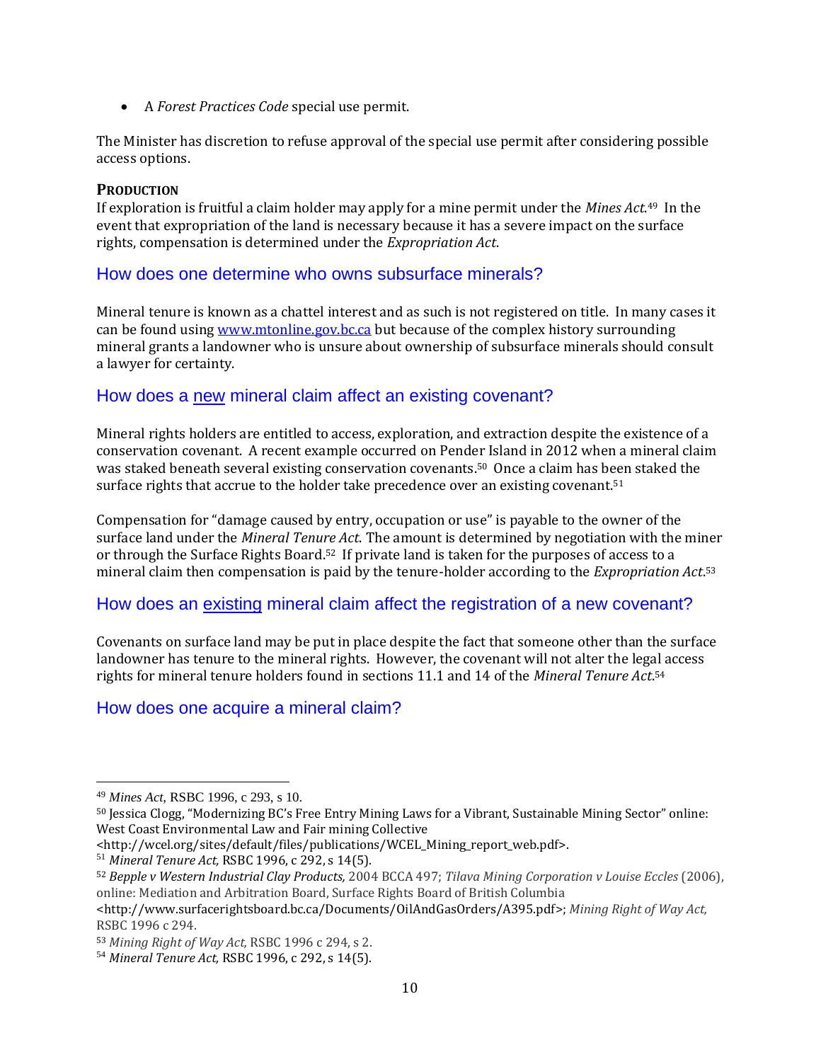- A *Forest Practices Code* special use permit.

The Minister has discretion to refuse approval of the special use permit after considering possible access options.

**PRODUCTION**

If exploration is fruitful a claim holder may apply for a mine permit under the *Mines Act*.[49] In the event that expropriation of the land is necessary because it has a severe impact on the surface rights, compensation is determined under the *Expropriation Act*.

## How does one determine who owns subsurface minerals?

Mineral tenure is known as a chattel interest and as such is not registered on title. In many cases it can be found using www.mtonline.gov.bc.ca but because of the complex history surrounding mineral grants a landowner who is unsure about ownership of subsurface minerals should consult a lawyer for certainty.

## How does a <u>new</u> mineral claim affect an existing covenant?

Mineral rights holders are entitled to access, exploration, and extraction despite the existence of a conservation covenant. A recent example occurred on Pender Island in 2012 when a mineral claim was staked beneath several existing conservation covenants.[50] Once a claim has been staked the surface rights that accrue to the holder take precedence over an existing covenant.[51]

Compensation for "damage caused by entry, occupation or use" is payable to the owner of the surface land under the *Mineral Tenure Act*. The amount is determined by negotiation with the miner or through the Surface Rights Board.[52] If private land is taken for the purposes of access to a mineral claim then compensation is paid by the tenure-holder according to the *Expropriation Act*.[53]

## How does an <u>existing</u> mineral claim affect the registration of a new covenant?

Covenants on surface land may be put in place despite the fact that someone other than the surface landowner has tenure to the mineral rights. However, the covenant will not alter the legal access rights for mineral tenure holders found in sections 11.1 and 14 of the *Mineral Tenure Act*.[54]

## How does one acquire a mineral claim?

---

[49] *Mines Act*, RSBC 1996, c 293, s 10.

[50] Jessica Clogg, "Modernizing BC's Free Entry Mining Laws for a Vibrant, Sustainable Mining Sector" online: West Coast Environmental Law and Fair mining Collective <http://wcel.org/sites/default/files/publications/WCEL_Mining_report_web.pdf>.

[51] *Mineral Tenure Act,* RSBC 1996, c 292, s 14(5).

[52] *Bepple v Western Industrial Clay Products,* 2004 BCCA 497; *Tilava Mining Corporation v Louise Eccles* (2006), online: Mediation and Arbitration Board, Surface Rights Board of British Columbia <http://www.surfacerightsboard.bc.ca/Documents/OilAndGasOrders/A395.pdf>; *Mining Right of Way Act,* RSBC 1996 c 294.

[53] *Mining Right of Way Act,* RSBC 1996 c 294, s 2.

[54] *Mineral Tenure Act,* RSBC 1996, c 292, s 14(5).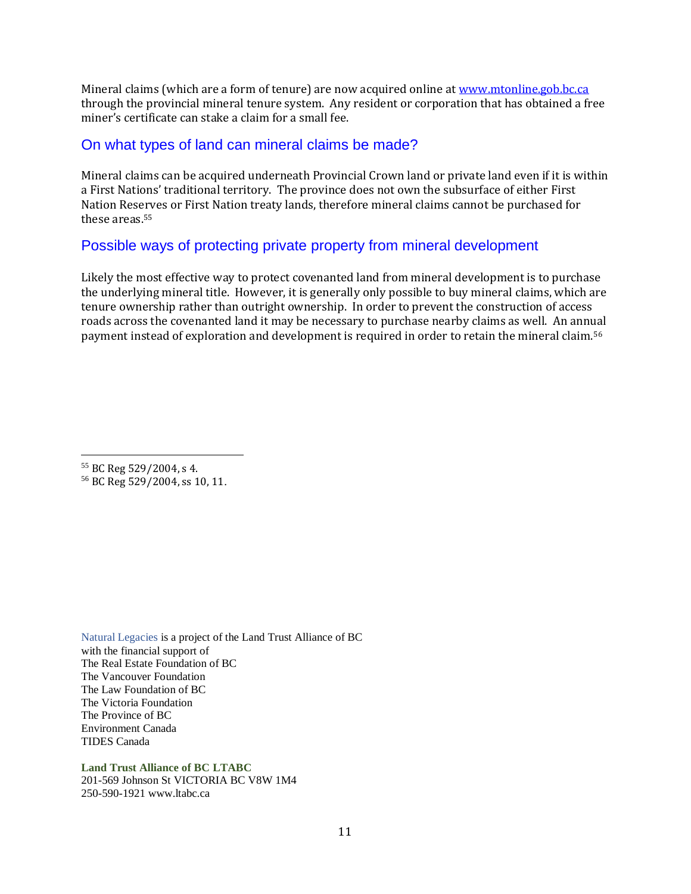Mineral claims (which are a form of tenure) are now acquired online at [www.mtonline.gob.bc.ca](www.mtonline.gob.bc.ca) through the provincial mineral tenure system. Any resident or corporation that has obtained a free miner's certificate can stake a claim for a small fee.

## On what types of land can mineral claims be made?

Mineral claims can be acquired underneath Provincial Crown land or private land even if it is within a First Nations' traditional territory. The province does not own the subsurface of either First Nation Reserves or First Nation treaty lands, therefore mineral claims cannot be purchased for these areas.[55]

## Possible ways of protecting private property from mineral development

Likely the most effective way to protect covenanted land from mineral development is to purchase the underlying mineral title. However, it is generally only possible to buy mineral claims, which are tenure ownership rather than outright ownership. In order to prevent the construction of access roads across the covenanted land it may be necessary to purchase nearby claims as well. An annual payment instead of exploration and development is required in order to retain the mineral claim.[56]

---

[55] BC Reg 529/2004, s 4.

[56] BC Reg 529/2004, ss 10, 11.

Natural Legacies is a project of the Land Trust Alliance of BC
with the financial support of
The Real Estate Foundation of BC
The Vancouver Foundation
The Law Foundation of BC
The Victoria Foundation
The Province of BC
Environment Canada
TIDES Canada

**Land Trust Alliance of BC LTABC**
201-569 Johnson St VICTORIA BC V8W 1M4
250-590-1921 www.ltabc.ca